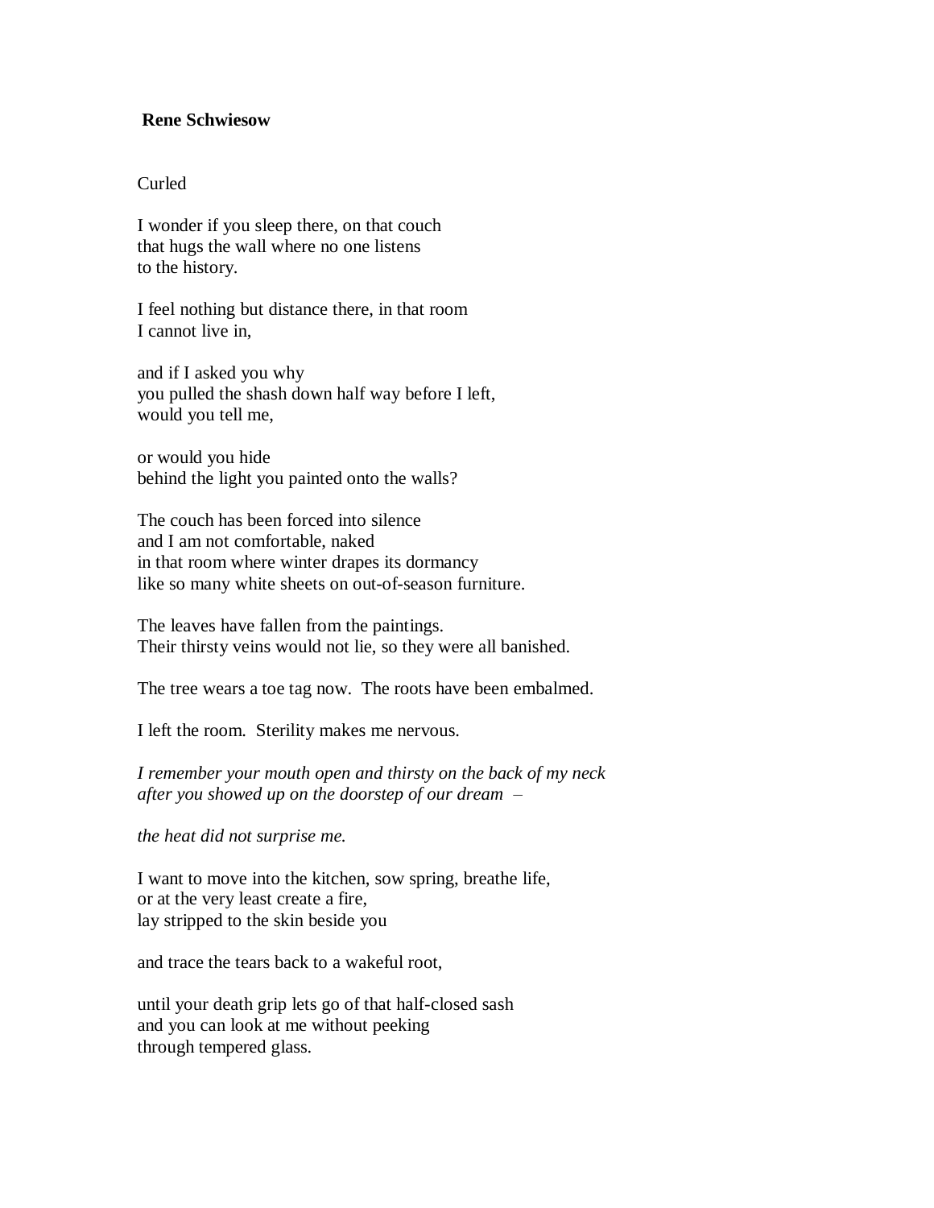**Rene Schwiesow**

Curled

I wonder if you sleep there, on that couch  
that hugs the wall where no one listens  
to the history.

I feel nothing but distance there, in that room  
I cannot live in,

and if I asked you why  
you pulled the shash down half way before I left,  
would you tell me,

or would you hide  
behind the light you painted onto the walls?

The couch has been forced into silence  
and I am not comfortable, naked  
in that room where winter drapes its dormancy  
like so many white sheets on out-of-season furniture.

The leaves have fallen from the paintings.  
Their thirsty veins would not lie, so they were all banished.

The tree wears a toe tag now. The roots have been embalmed.

I left the room. Sterility makes me nervous.

*I remember your mouth open and thirsty on the back of my neck*  
*after you showed up on the doorstep of our dream –*

*the heat did not surprise me.*

I want to move into the kitchen, sow spring, breathe life,  
or at the very least create a fire,  
lay stripped to the skin beside you

and trace the tears back to a wakeful root,

until your death grip lets go of that half-closed sash  
and you can look at me without peeking  
through tempered glass.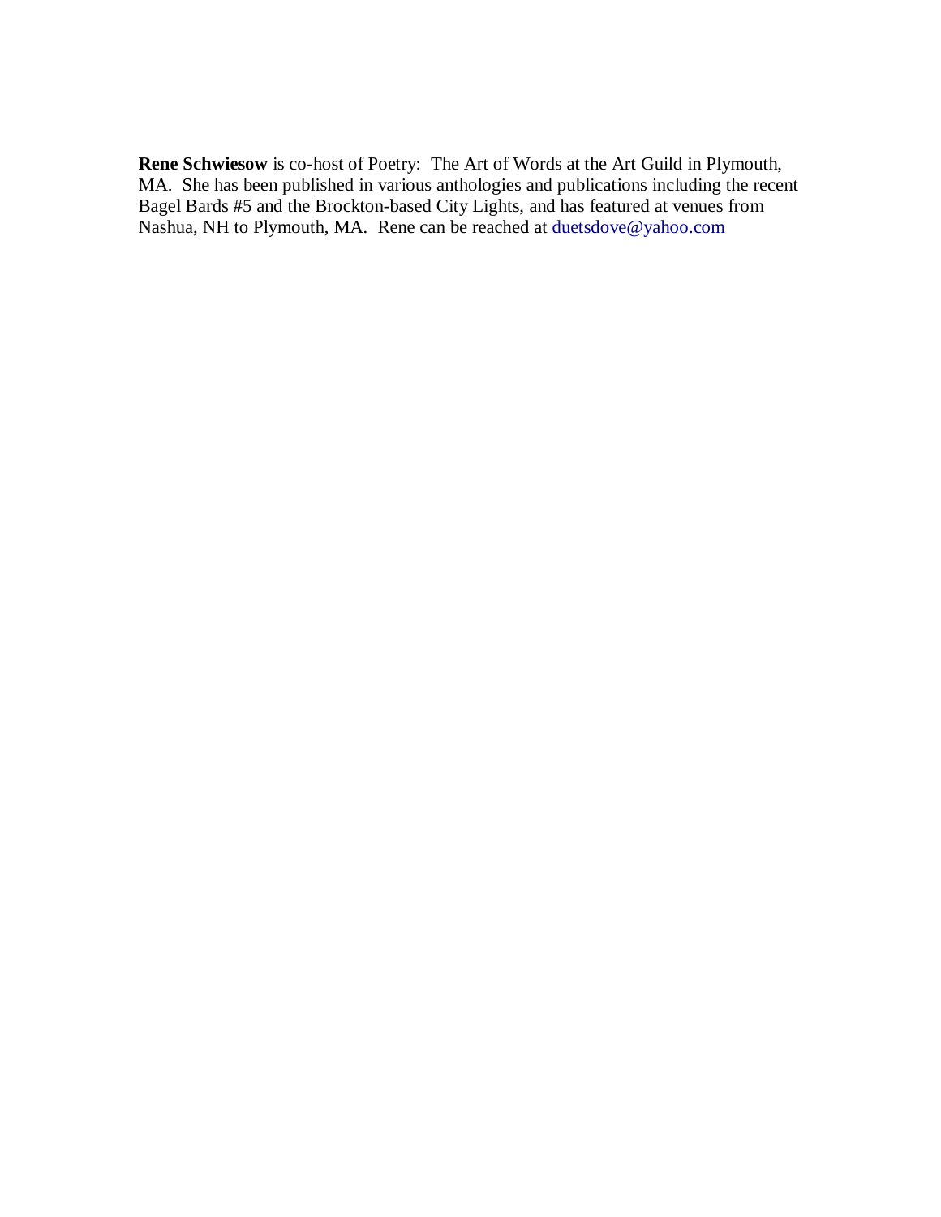**Rene Schwiesow** is co-host of Poetry: The Art of Words at the Art Guild in Plymouth, MA. She has been published in various anthologies and publications including the recent Bagel Bards #5 and the Brockton-based City Lights, and has featured at venues from Nashua, NH to Plymouth, MA. Rene can be reached at duetsdove@yahoo.com